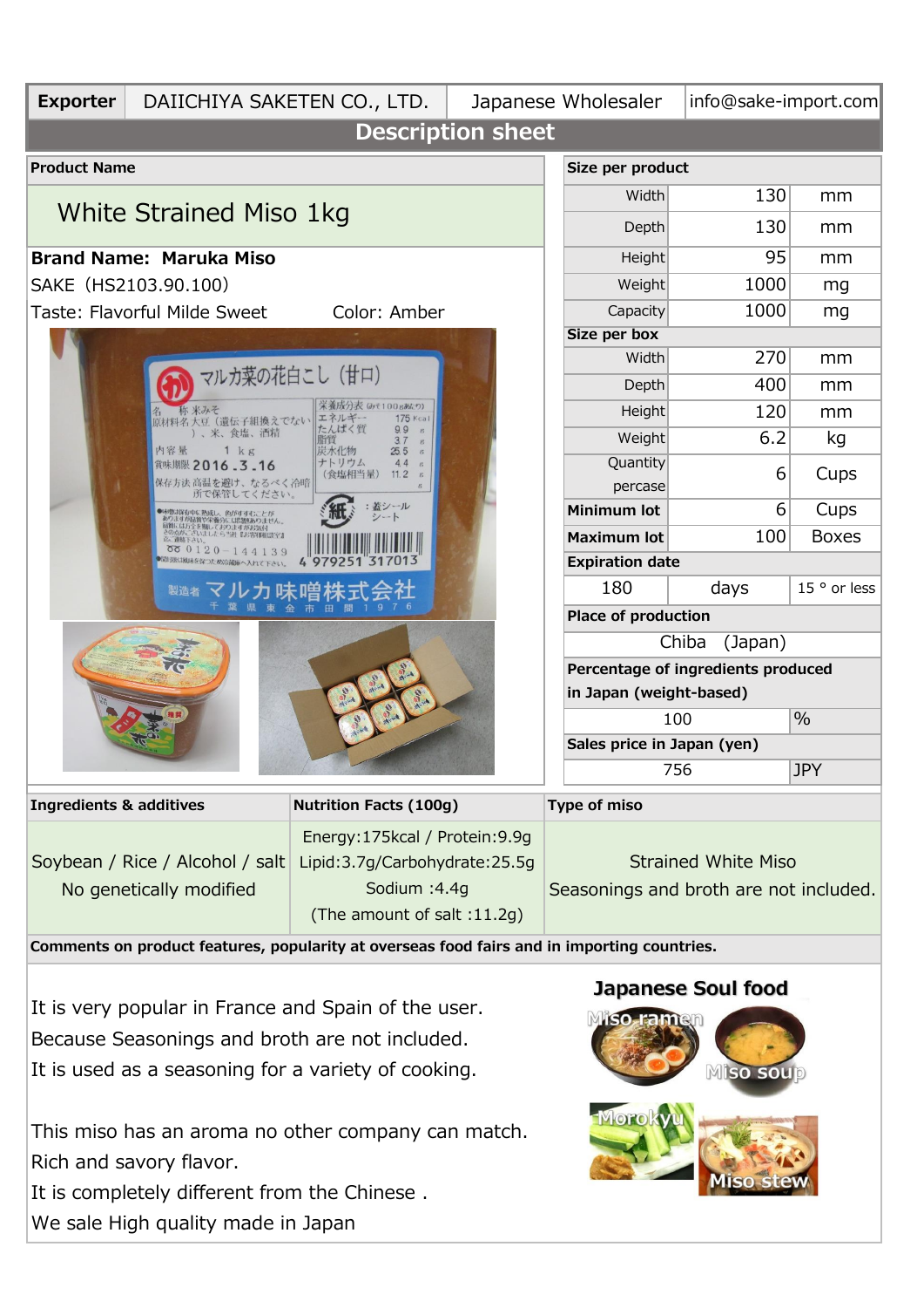| Exporter | DAIICHIYA SAKETEN CO., LTD. | Japanese Wholesaler | info@sake-import.com |
|---|---|---|---|

## Description sheet

**Product Name**

## White Strained Miso 1kg

**Brand Name: Maruka Miso**

SAKE（HS2103.90.100）

Taste: Flavorful Milde Sweet　　Color: Amber

| Size per product | | |
|---|---|---|
| Width | 130 | mm |
| Depth | 130 | mm |
| Height | 95 | mm |
| Weight | 1000 | mg |
| Capacity | 1000 | mg |
| **Size per box** | | |
| Width | 270 | mm |
| Depth | 400 | mm |
| Height | 120 | mm |
| Weight | 6.2 | kg |
| Quantity percase | 6 | Cups |
| **Minimum lot** | 6 | Cups |
| **Maximum lot** | 100 | Boxes |
| **Expiration date** | | |
| 180 | days | 15 ° or less |
| **Place of production** | | |
| Chiba (Japan) | | |
| **Percentage of ingredients produced in Japan (weight-based)** | | |
| 100 | % | |
| **Sales price in Japan (yen)** | | |
| 756 | JPY | |

| Ingredients & additives | Nutrition Facts (100g) | Type of miso |
|---|---|---|
| Soybean / Rice / Alcohol / salt<br>No genetically modified | Energy:175kcal / Protein:9.9g<br>Lipid:3.7g/Carbohydrate:25.5g<br>Sodium :4.4g<br>(The amount of salt :11.2g) | Strained White Miso<br>Seasonings and broth are not included. |

**Comments on product features, popularity at overseas food fairs and in importing countries.**

It is very popular in France and Spain of the user.
Because Seasonings and broth are not included.
It is used as a seasoning for a variety of cooking.

This miso has an aroma no other company can match.
Rich and savory flavor.
It is completely different from the Chinese .
We sale High quality made in Japan

**Japanese Soul food**

Miso ramen　Miso soup　Morokyu　Miso stew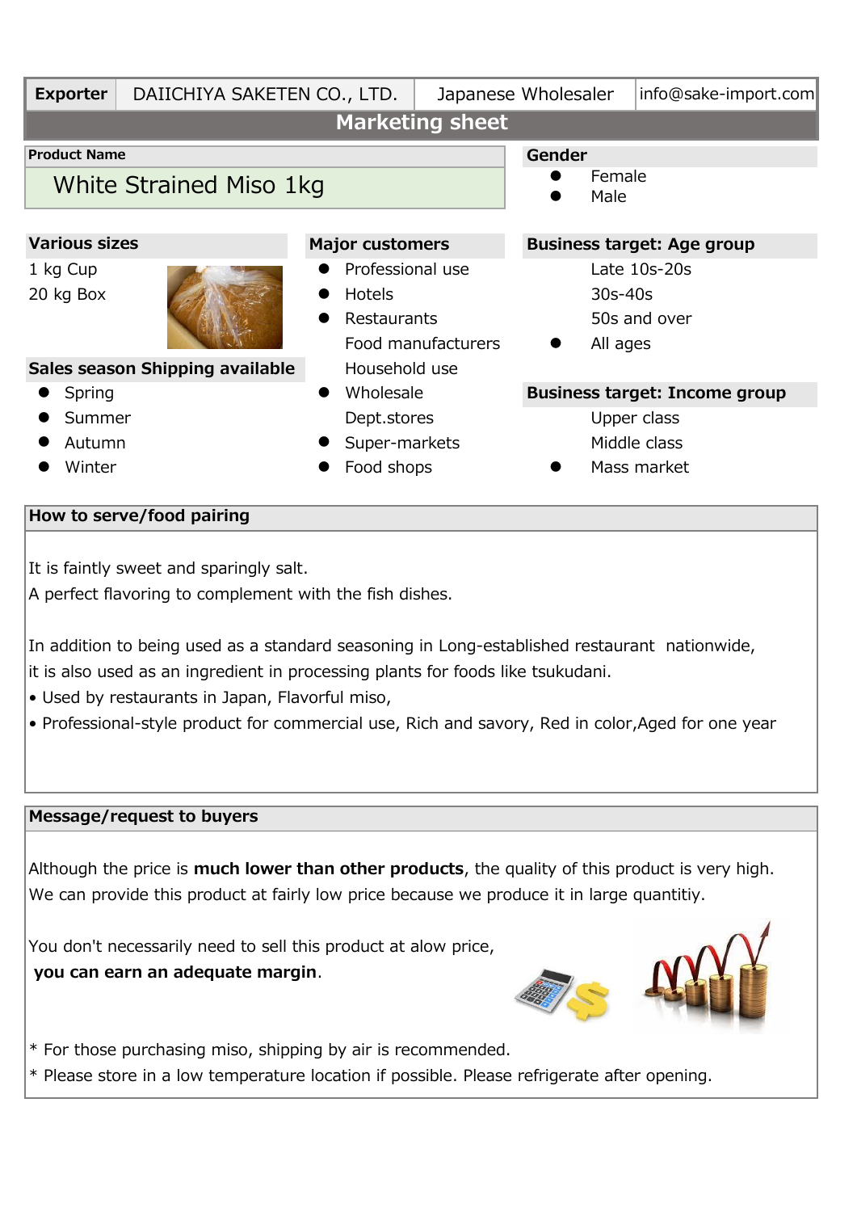| Exporter | DAIICHIYA SAKETEN CO., LTD. | Japanese Wholesaler | info@sake-import.com |
|---|---|---|---|

## Marketing sheet

**Product Name**

White Strained Miso 1kg

**Gender**

- Female
- Male

**Various sizes**

1 kg Cup
20 kg Box

**Sales season Shipping available**

- Spring
- Summer
- Autumn
- Winter

**Major customers**

- Professional use
- Hotels
- Restaurants
- Food manufacturers
- Household use
- Wholesale
- Dept.stores
- Super-markets
- Food shops

**Business target: Age group**

- Late 10s-20s
- 30s-40s
- 50s and over
- All ages

**Business target: Income group**

- Upper class
- Middle class
- Mass market

**How to serve/food pairing**

It is faintly sweet and sparingly salt.
A perfect flavoring to complement with the fish dishes.

In addition to being used as a standard seasoning in Long-established restaurant nationwide,
it is also used as an ingredient in processing plants for foods like tsukudani.
• Used by restaurants in Japan, Flavorful miso,
• Professional-style product for commercial use, Rich and savory, Red in color,Aged for one year

**Message/request to buyers**

Although the price is **much lower than other products**, the quality of this product is very high.
We can provide this product at fairly low price because we produce it in large quantitiy.

You don't necessarily need to sell this product at alow price,
**you can earn an adequate margin**.

* For those purchasing miso, shipping by air is recommended.
* Please store in a low temperature location if possible. Please refrigerate after opening.